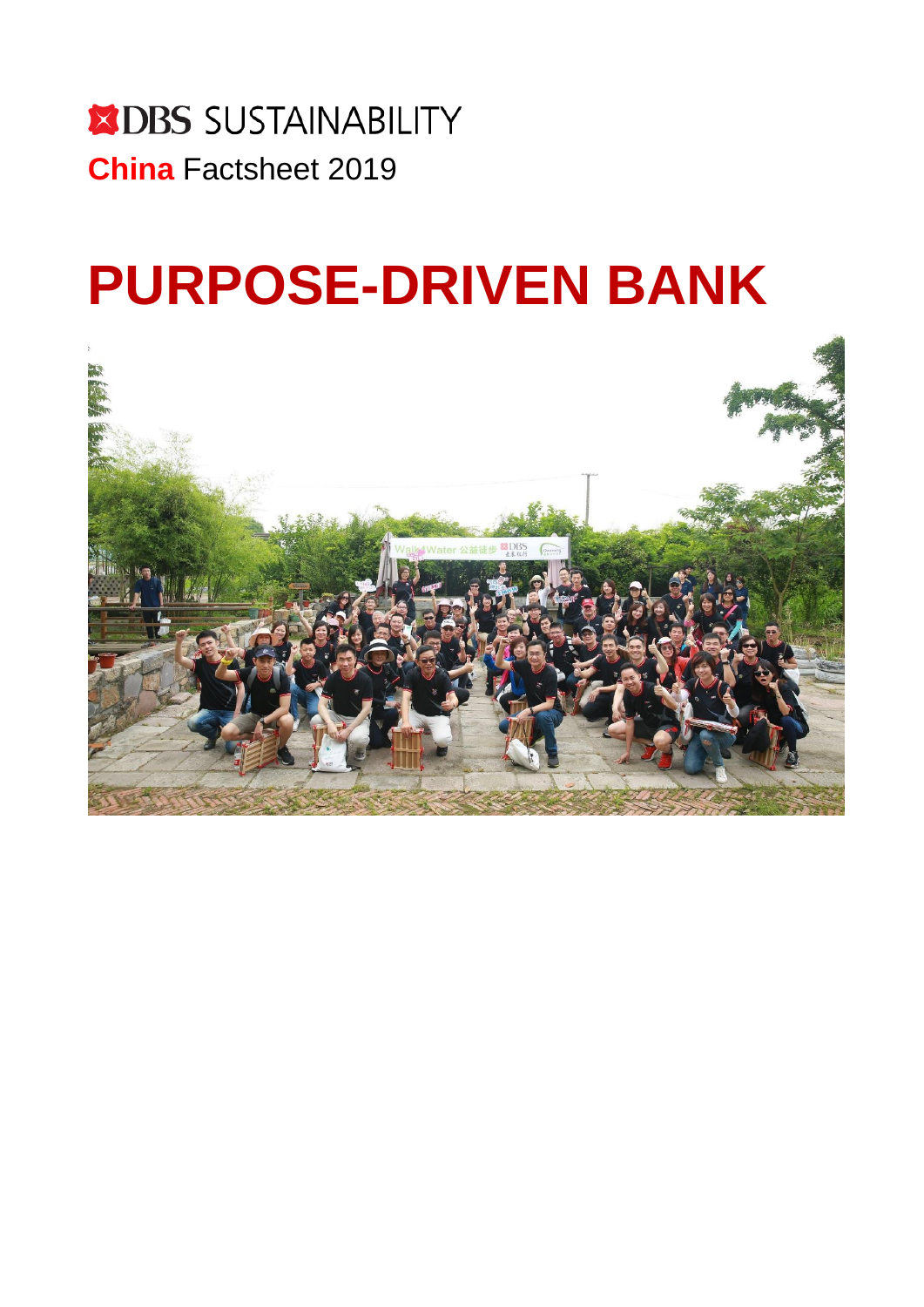DBS SUSTAINABILITY

**China** Factsheet 2019

# PURPOSE-DRIVEN BANK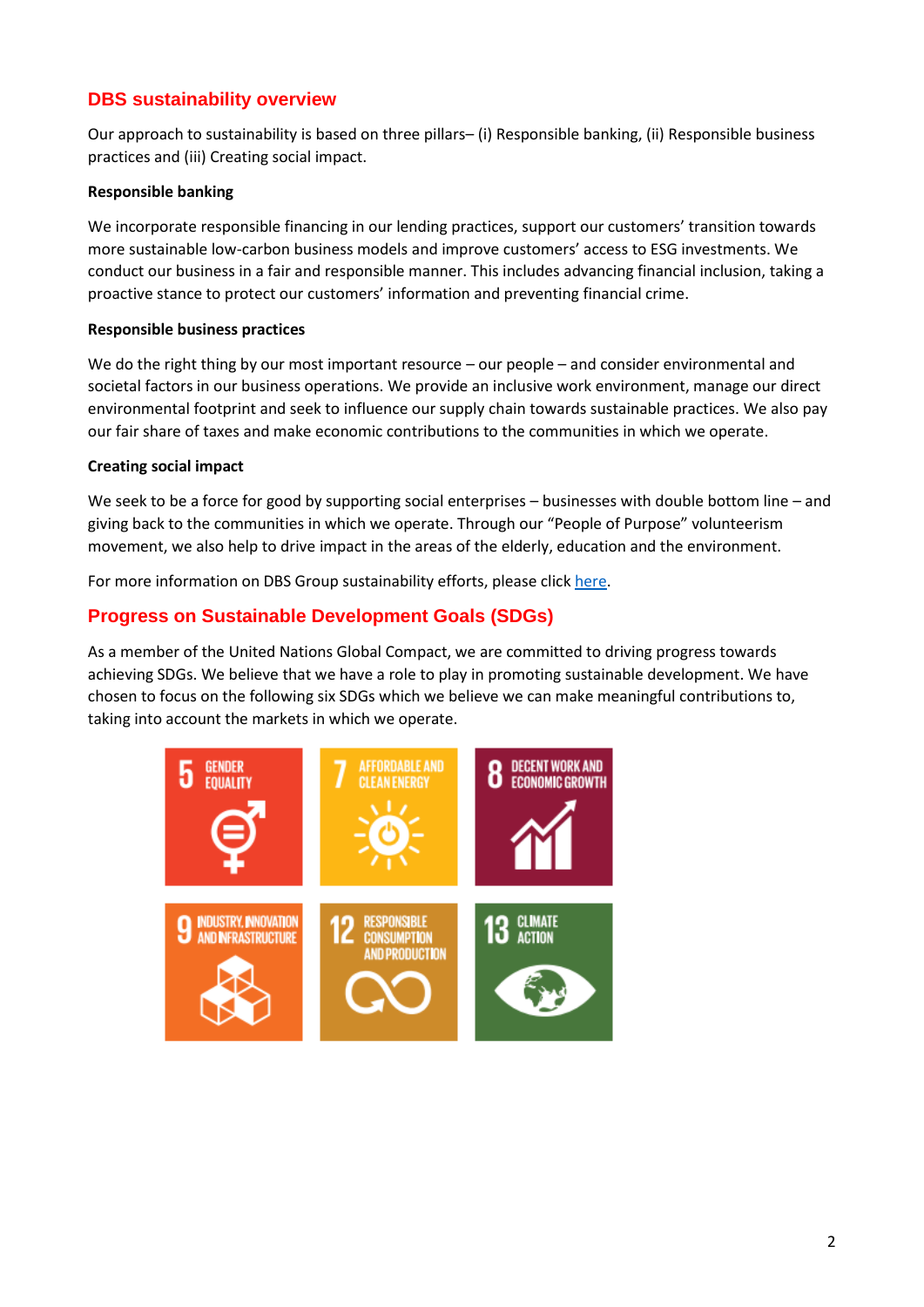## DBS sustainability overview

Our approach to sustainability is based on three pillars– (i) Responsible banking, (ii) Responsible business practices and (iii) Creating social impact.

**Responsible banking**

We incorporate responsible financing in our lending practices, support our customers' transition towards more sustainable low-carbon business models and improve customers' access to ESG investments. We conduct our business in a fair and responsible manner. This includes advancing financial inclusion, taking a proactive stance to protect our customers' information and preventing financial crime.

**Responsible business practices**

We do the right thing by our most important resource – our people – and consider environmental and societal factors in our business operations. We provide an inclusive work environment, manage our direct environmental footprint and seek to influence our supply chain towards sustainable practices. We also pay our fair share of taxes and make economic contributions to the communities in which we operate.

**Creating social impact**

We seek to be a force for good by supporting social enterprises – businesses with double bottom line – and giving back to the communities in which we operate. Through our "People of Purpose" volunteerism movement, we also help to drive impact in the areas of the elderly, education and the environment.

For more information on DBS Group sustainability efforts, please click here.

## Progress on Sustainable Development Goals (SDGs)

As a member of the United Nations Global Compact, we are committed to driving progress towards achieving SDGs. We believe that we have a role to play in promoting sustainable development. We have chosen to focus on the following six SDGs which we believe we can make meaningful contributions to, taking into account the markets in which we operate.

5 GENDER EQUALITY

7 AFFORDABLE AND CLEAN ENERGY

8 DECENT WORK AND ECONOMIC GROWTH

9 INDUSTRY, INNOVATION AND INFRASTRUCTURE

12 RESPONSIBLE CONSUMPTION AND PRODUCTION

13 CLIMATE ACTION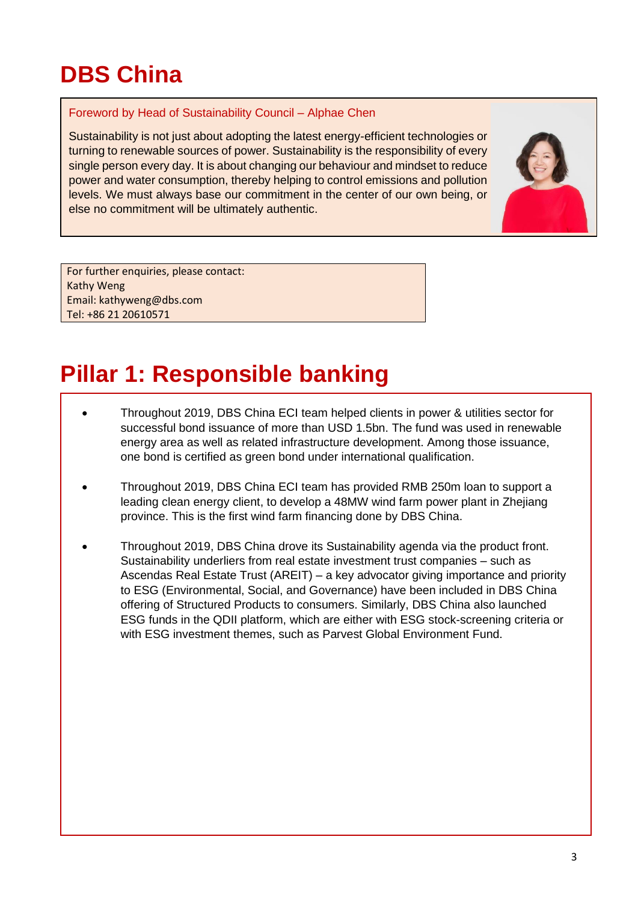# DBS China

Foreword by Head of Sustainability Council – Alphae Chen

Sustainability is not just about adopting the latest energy-efficient technologies or turning to renewable sources of power. Sustainability is the responsibility of every single person every day. It is about changing our behaviour and mindset to reduce power and water consumption, thereby helping to control emissions and pollution levels. We must always base our commitment in the center of our own being, or else no commitment will be ultimately authentic.

For further enquiries, please contact:
Kathy Weng
Email: kathyweng@dbs.com
Tel: +86 21 20610571

# Pillar 1: Responsible banking

- Throughout 2019, DBS China ECI team helped clients in power & utilities sector for successful bond issuance of more than USD 1.5bn. The fund was used in renewable energy area as well as related infrastructure development. Among those issuance, one bond is certified as green bond under international qualification.

- Throughout 2019, DBS China ECI team has provided RMB 250m loan to support a leading clean energy client, to develop a 48MW wind farm power plant in Zhejiang province. This is the first wind farm financing done by DBS China.

- Throughout 2019, DBS China drove its Sustainability agenda via the product front. Sustainability underliers from real estate investment trust companies – such as Ascendas Real Estate Trust (AREIT) – a key advocator giving importance and priority to ESG (Environmental, Social, and Governance) have been included in DBS China offering of Structured Products to consumers. Similarly, DBS China also launched ESG funds in the QDII platform, which are either with ESG stock-screening criteria or with ESG investment themes, such as Parvest Global Environment Fund.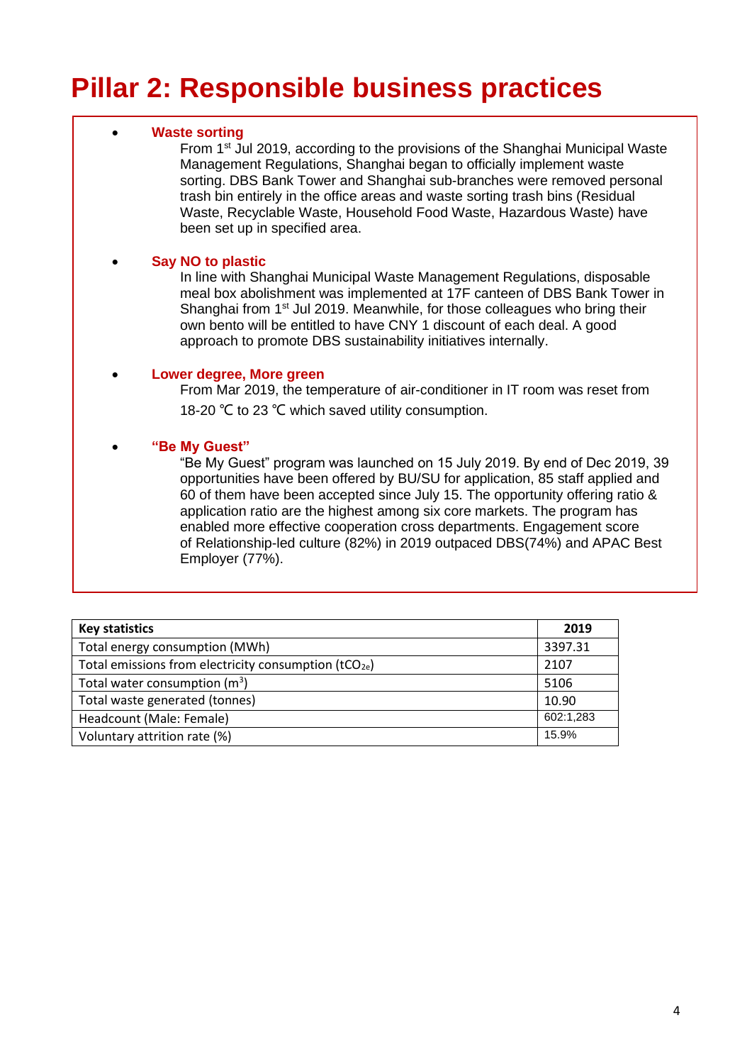# Pillar 2: Responsible business practices

- **Waste sorting**
  From 1st Jul 2019, according to the provisions of the Shanghai Municipal Waste Management Regulations, Shanghai began to officially implement waste sorting. DBS Bank Tower and Shanghai sub-branches were removed personal trash bin entirely in the office areas and waste sorting trash bins (Residual Waste, Recyclable Waste, Household Food Waste, Hazardous Waste) have been set up in specified area.

- **Say NO to plastic**
  In line with Shanghai Municipal Waste Management Regulations, disposable meal box abolishment was implemented at 17F canteen of DBS Bank Tower in Shanghai from 1st Jul 2019. Meanwhile, for those colleagues who bring their own bento will be entitled to have CNY 1 discount of each deal. A good approach to promote DBS sustainability initiatives internally.

- **Lower degree, More green**
  From Mar 2019, the temperature of air-conditioner in IT room was reset from 18-20 ℃ to 23 ℃ which saved utility consumption.

- **"Be My Guest"**
  "Be My Guest" program was launched on 15 July 2019. By end of Dec 2019, 39 opportunities have been offered by BU/SU for application, 85 staff applied and 60 of them have been accepted since July 15. The opportunity offering ratio & application ratio are the highest among six core markets. The program has enabled more effective cooperation cross departments. Engagement score of Relationship-led culture (82%) in 2019 outpaced DBS(74%) and APAC Best Employer (77%).

| Key statistics | 2019 |
|---|---|
| Total energy consumption (MWh) | 3397.31 |
| Total emissions from electricity consumption ($tCO_{2e}$) | 2107 |
| Total water consumption ($m^3$) | 5106 |
| Total waste generated (tonnes) | 10.90 |
| Headcount (Male: Female) | 602:1,283 |
| Voluntary attrition rate (%) | 15.9% |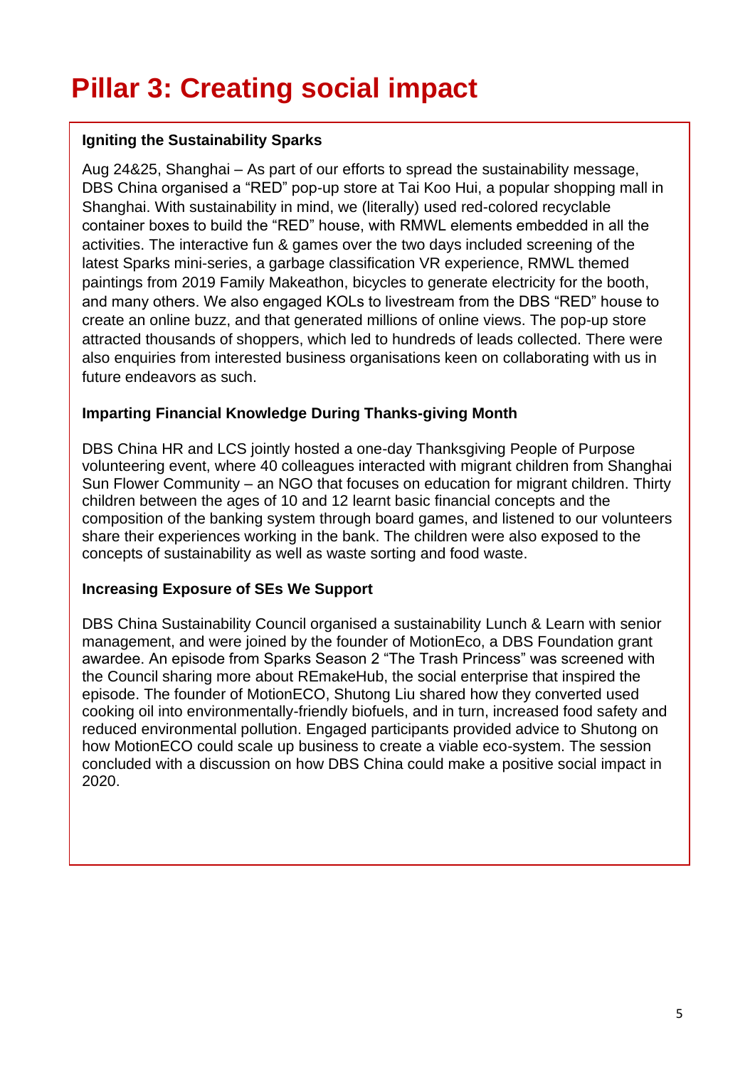# Pillar 3: Creating social impact

**Igniting the Sustainability Sparks**

Aug 24&25, Shanghai – As part of our efforts to spread the sustainability message, DBS China organised a "RED" pop-up store at Tai Koo Hui, a popular shopping mall in Shanghai. With sustainability in mind, we (literally) used red-colored recyclable container boxes to build the "RED" house, with RMWL elements embedded in all the activities. The interactive fun & games over the two days included screening of the latest Sparks mini-series, a garbage classification VR experience, RMWL themed paintings from 2019 Family Makeathon, bicycles to generate electricity for the booth, and many others. We also engaged KOLs to livestream from the DBS "RED" house to create an online buzz, and that generated millions of online views. The pop-up store attracted thousands of shoppers, which led to hundreds of leads collected. There were also enquiries from interested business organisations keen on collaborating with us in future endeavors as such.

**Imparting Financial Knowledge During Thanks-giving Month**

DBS China HR and LCS jointly hosted a one-day Thanksgiving People of Purpose volunteering event, where 40 colleagues interacted with migrant children from Shanghai Sun Flower Community – an NGO that focuses on education for migrant children. Thirty children between the ages of 10 and 12 learnt basic financial concepts and the composition of the banking system through board games, and listened to our volunteers share their experiences working in the bank. The children were also exposed to the concepts of sustainability as well as waste sorting and food waste.

**Increasing Exposure of SEs We Support**

DBS China Sustainability Council organised a sustainability Lunch & Learn with senior management, and were joined by the founder of MotionEco, a DBS Foundation grant awardee. An episode from Sparks Season 2 "The Trash Princess" was screened with the Council sharing more about REmakeHub, the social enterprise that inspired the episode. The founder of MotionECO, Shutong Liu shared how they converted used cooking oil into environmentally-friendly biofuels, and in turn, increased food safety and reduced environmental pollution. Engaged participants provided advice to Shutong on how MotionECO could scale up business to create a viable eco-system. The session concluded with a discussion on how DBS China could make a positive social impact in 2020.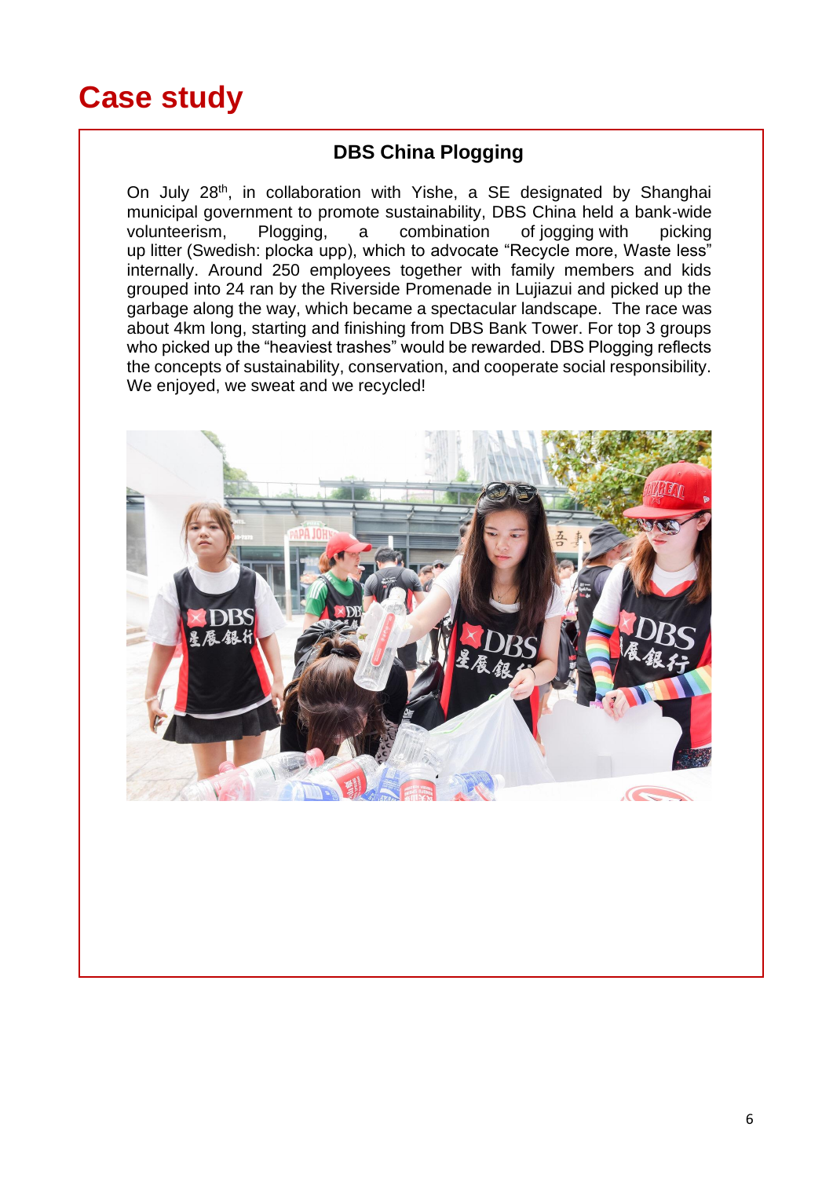# Case study

## DBS China Plogging

On July 28th, in collaboration with Yishe, a SE designated by Shanghai municipal government to promote sustainability, DBS China held a bank-wide volunteerism, Plogging, a combination of jogging with picking up litter (Swedish: plocka upp), which to advocate "Recycle more, Waste less" internally. Around 250 employees together with family members and kids grouped into 24 ran by the Riverside Promenade in Lujiazui and picked up the garbage along the way, which became a spectacular landscape. The race was about 4km long, starting and finishing from DBS Bank Tower. For top 3 groups who picked up the "heaviest trashes" would be rewarded. DBS Plogging reflects the concepts of sustainability, conservation, and cooperate social responsibility. We enjoyed, we sweat and we recycled!